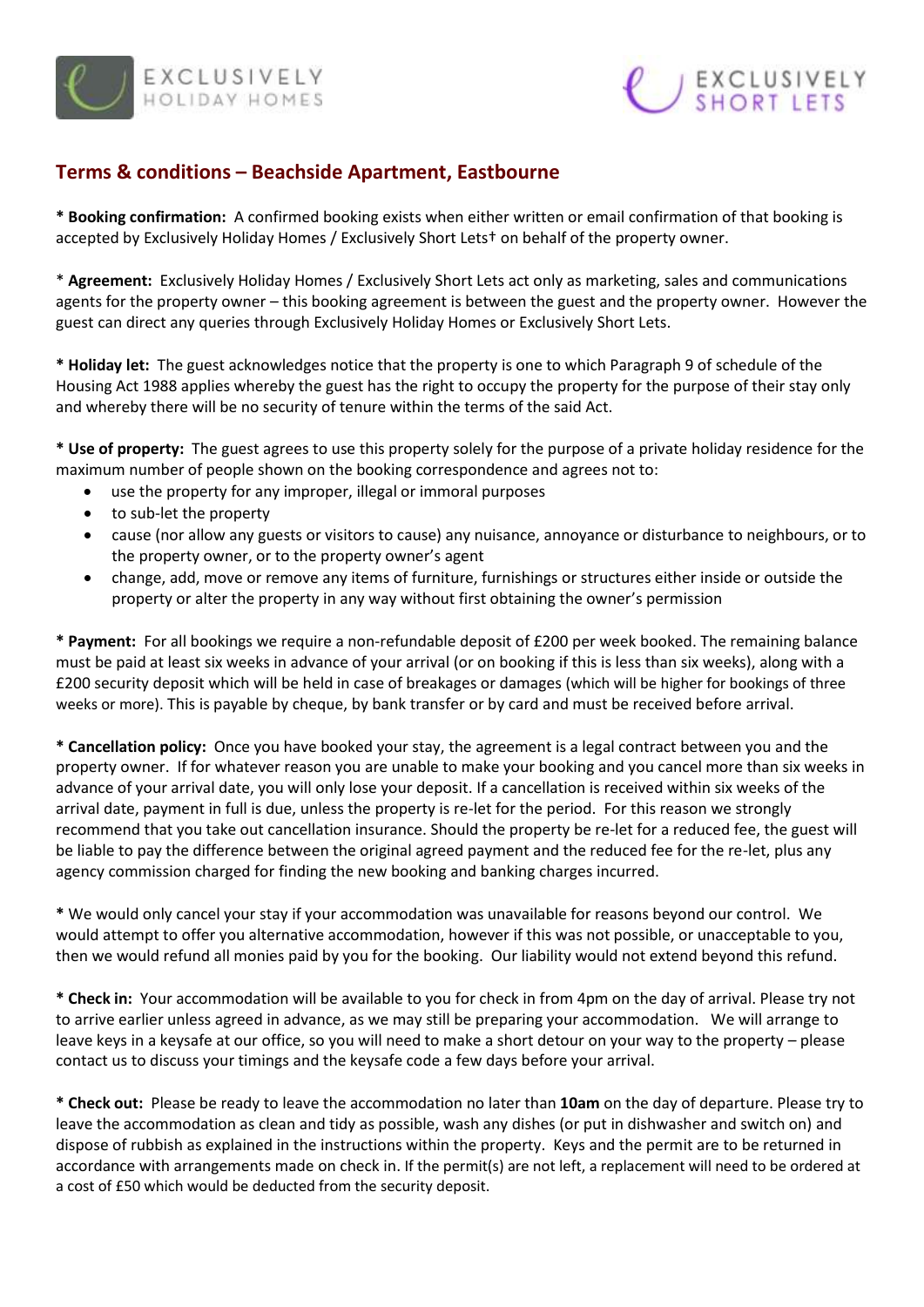EXCLUSIVELY HOLIDAY HOMES

EXCLUSIVELY SHORT LETS

## Terms & conditions – Beachside Apartment, Eastbourne

* **Booking confirmation:** A confirmed booking exists when either written or email confirmation of that booking is accepted by Exclusively Holiday Homes / Exclusively Short Lets† on behalf of the property owner.

* **Agreement:** Exclusively Holiday Homes / Exclusively Short Lets act only as marketing, sales and communications agents for the property owner – this booking agreement is between the guest and the property owner. However the guest can direct any queries through Exclusively Holiday Homes or Exclusively Short Lets.

* **Holiday let:** The guest acknowledges notice that the property is one to which Paragraph 9 of schedule of the Housing Act 1988 applies whereby the guest has the right to occupy the property for the purpose of their stay only and whereby there will be no security of tenure within the terms of the said Act.

* **Use of property:** The guest agrees to use this property solely for the purpose of a private holiday residence for the maximum number of people shown on the booking correspondence and agrees not to:

- use the property for any improper, illegal or immoral purposes
- to sub-let the property
- cause (nor allow any guests or visitors to cause) any nuisance, annoyance or disturbance to neighbours, or to the property owner, or to the property owner's agent
- change, add, move or remove any items of furniture, furnishings or structures either inside or outside the property or alter the property in any way without first obtaining the owner's permission

* **Payment:** For all bookings we require a non-refundable deposit of £200 per week booked. The remaining balance must be paid at least six weeks in advance of your arrival (or on booking if this is less than six weeks), along with a £200 security deposit which will be held in case of breakages or damages (which will be higher for bookings of three weeks or more). This is payable by cheque, by bank transfer or by card and must be received before arrival.

* **Cancellation policy:** Once you have booked your stay, the agreement is a legal contract between you and the property owner. If for whatever reason you are unable to make your booking and you cancel more than six weeks in advance of your arrival date, you will only lose your deposit. If a cancellation is received within six weeks of the arrival date, payment in full is due, unless the property is re-let for the period. For this reason we strongly recommend that you take out cancellation insurance. Should the property be re-let for a reduced fee, the guest will be liable to pay the difference between the original agreed payment and the reduced fee for the re-let, plus any agency commission charged for finding the new booking and banking charges incurred.

* We would only cancel your stay if your accommodation was unavailable for reasons beyond our control. We would attempt to offer you alternative accommodation, however if this was not possible, or unacceptable to you, then we would refund all monies paid by you for the booking. Our liability would not extend beyond this refund.

* **Check in:** Your accommodation will be available to you for check in from 4pm on the day of arrival. Please try not to arrive earlier unless agreed in advance, as we may still be preparing your accommodation. We will arrange to leave keys in a keysafe at our office, so you will need to make a short detour on your way to the property – please contact us to discuss your timings and the keysafe code a few days before your arrival.

* **Check out:** Please be ready to leave the accommodation no later than **10am** on the day of departure. Please try to leave the accommodation as clean and tidy as possible, wash any dishes (or put in dishwasher and switch on) and dispose of rubbish as explained in the instructions within the property. Keys and the permit are to be returned in accordance with arrangements made on check in. If the permit(s) are not left, a replacement will need to be ordered at a cost of £50 which would be deducted from the security deposit.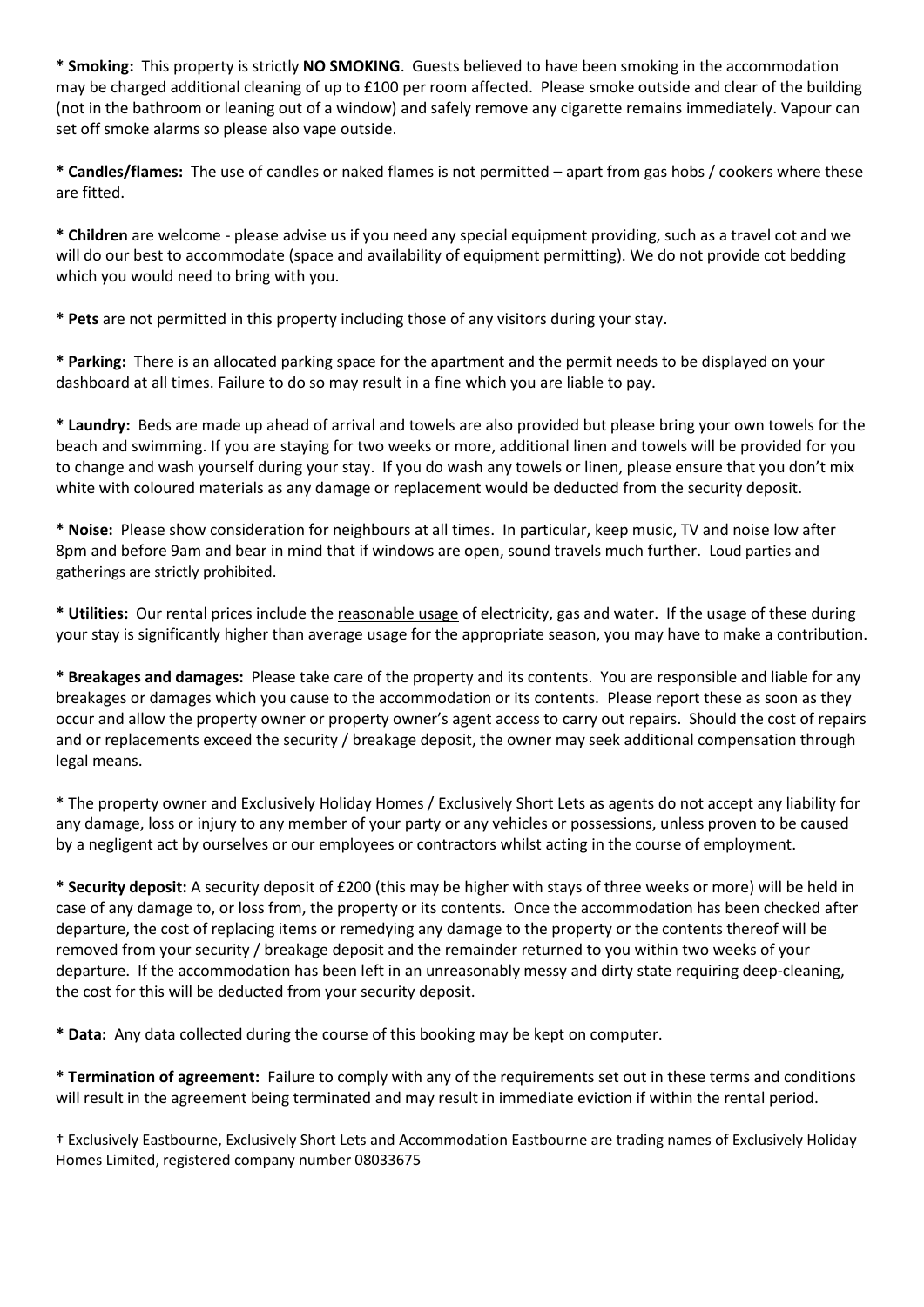* **Smoking:** This property is strictly **NO SMOKING**. Guests believed to have been smoking in the accommodation may be charged additional cleaning of up to £100 per room affected. Please smoke outside and clear of the building (not in the bathroom or leaning out of a window) and safely remove any cigarette remains immediately. Vapour can set off smoke alarms so please also vape outside.

* **Candles/flames:** The use of candles or naked flames is not permitted – apart from gas hobs / cookers where these are fitted.

* **Children** are welcome - please advise us if you need any special equipment providing, such as a travel cot and we will do our best to accommodate (space and availability of equipment permitting). We do not provide cot bedding which you would need to bring with you.

* **Pets** are not permitted in this property including those of any visitors during your stay.

* **Parking:** There is an allocated parking space for the apartment and the permit needs to be displayed on your dashboard at all times. Failure to do so may result in a fine which you are liable to pay.

* **Laundry:** Beds are made up ahead of arrival and towels are also provided but please bring your own towels for the beach and swimming. If you are staying for two weeks or more, additional linen and towels will be provided for you to change and wash yourself during your stay. If you do wash any towels or linen, please ensure that you don't mix white with coloured materials as any damage or replacement would be deducted from the security deposit.

* **Noise:** Please show consideration for neighbours at all times. In particular, keep music, TV and noise low after 8pm and before 9am and bear in mind that if windows are open, sound travels much further. Loud parties and gatherings are strictly prohibited.

* **Utilities:** Our rental prices include the reasonable usage of electricity, gas and water. If the usage of these during your stay is significantly higher than average usage for the appropriate season, you may have to make a contribution.

* **Breakages and damages:** Please take care of the property and its contents. You are responsible and liable for any breakages or damages which you cause to the accommodation or its contents. Please report these as soon as they occur and allow the property owner or property owner's agent access to carry out repairs. Should the cost of repairs and or replacements exceed the security / breakage deposit, the owner may seek additional compensation through legal means.

* The property owner and Exclusively Holiday Homes / Exclusively Short Lets as agents do not accept any liability for any damage, loss or injury to any member of your party or any vehicles or possessions, unless proven to be caused by a negligent act by ourselves or our employees or contractors whilst acting in the course of employment.

* **Security deposit:** A security deposit of £200 (this may be higher with stays of three weeks or more) will be held in case of any damage to, or loss from, the property or its contents. Once the accommodation has been checked after departure, the cost of replacing items or remedying any damage to the property or the contents thereof will be removed from your security / breakage deposit and the remainder returned to you within two weeks of your departure. If the accommodation has been left in an unreasonably messy and dirty state requiring deep-cleaning, the cost for this will be deducted from your security deposit.

* **Data:** Any data collected during the course of this booking may be kept on computer.

* **Termination of agreement:** Failure to comply with any of the requirements set out in these terms and conditions will result in the agreement being terminated and may result in immediate eviction if within the rental period.

† Exclusively Eastbourne, Exclusively Short Lets and Accommodation Eastbourne are trading names of Exclusively Holiday Homes Limited, registered company number 08033675